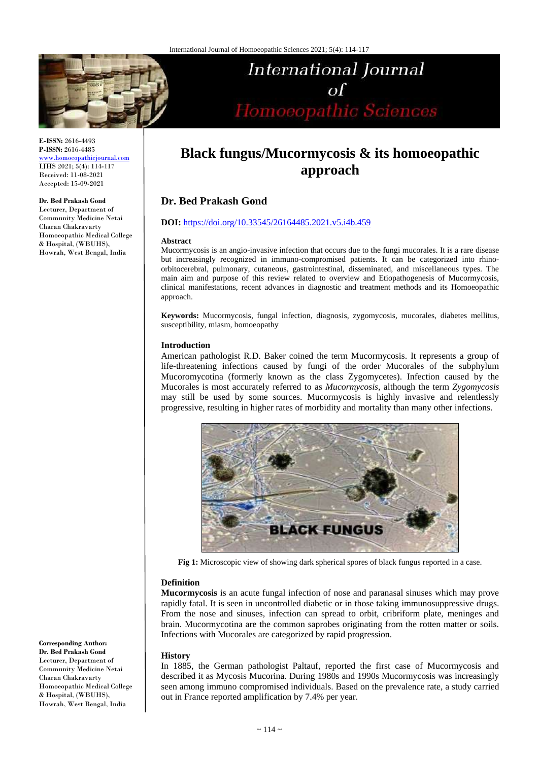# Black fungus/Mucormycosis & its homoeopathic approach

## Dr. Bed Prakash Gond

E-ISSN: 2616-4493
P-ISSN: 2616-4485
www.homoeopathicjournal.com
IJHS 2021; 5(4): 114-117
Received: 11-08-2021
Accepted: 15-09-2021

**Dr. Bed Prakash Gond**
Lecturer, Department of Community Medicine Netai Charan Chakravarty Homoeopathic Medical College & Hospital, (WBUHS), Howrah, West Bengal, India

**Corresponding Author:**
**Dr. Bed Prakash Gond**
Lecturer, Department of Community Medicine Netai Charan Chakravarty Homoeopathic Medical College & Hospital, (WBUHS), Howrah, West Bengal, India

**DOI:** https://doi.org/10.33545/26164485.2021.v5.i4b.459

### Abstract

Mucormycosis is an angio-invasive infection that occurs due to the fungi mucorales. It is a rare disease but increasingly recognized in immuno-compromised patients. It can be categorized into rhino-orbitocerebral, pulmonary, cutaneous, gastrointestinal, disseminated, and miscellaneous types. The main aim and purpose of this review related to overview and Etiopathogenesis of Mucormycosis, clinical manifestations, recent advances in diagnostic and treatment methods and its Homoeopathic approach.

**Keywords:** Mucormycosis, fungal infection, diagnosis, zygomycosis, mucorales, diabetes mellitus, susceptibility, miasm, homoeopathy

### Introduction

American pathologist R.D. Baker coined the term Mucormycosis. It represents a group of life-threatening infections caused by fungi of the order Mucorales of the subphylum Mucoromycotina (formerly known as the class Zygomycetes). Infection caused by the Mucorales is most accurately referred to as *Mucormycosis*, although the term *Zygomycosis* may still be used by some sources. Mucormycosis is highly invasive and relentlessly progressive, resulting in higher rates of morbidity and mortality than many other infections.

**Fig 1:** Microscopic view of showing dark spherical spores of black fungus reported in a case.

### Definition

**Mucormycosis** is an acute fungal infection of nose and paranasal sinuses which may prove rapidly fatal. It is seen in uncontrolled diabetic or in those taking immunosuppressive drugs. From the nose and sinuses, infection can spread to orbit, cribriform plate, meninges and brain. Mucormycotina are the common saprobes originating from the rotten matter or soils. Infections with Mucorales are categorized by rapid progression.

### History

In 1885, the German pathologist Paltauf, reported the first case of Mucormycosis and described it as Mycosis Mucorina. During 1980s and 1990s Mucormycosis was increasingly seen among immuno compromised individuals. Based on the prevalence rate, a study carried out in France reported amplification by 7.4% per year.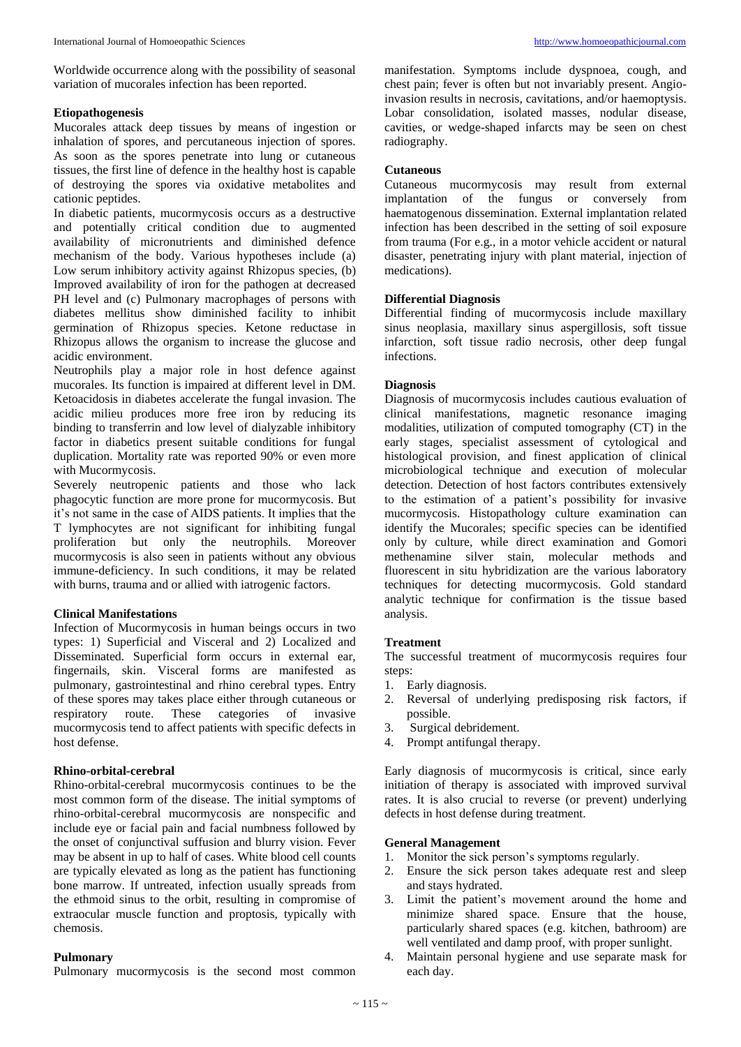Worldwide occurrence along with the possibility of seasonal variation of mucorales infection has been reported.

### Etiopathogenesis

Mucorales attack deep tissues by means of ingestion or inhalation of spores, and percutaneous injection of spores. As soon as the spores penetrate into lung or cutaneous tissues, the first line of defence in the healthy host is capable of destroying the spores via oxidative metabolites and cationic peptides.

In diabetic patients, mucormycosis occurs as a destructive and potentially critical condition due to augmented availability of micronutrients and diminished defence mechanism of the body. Various hypotheses include (a) Low serum inhibitory activity against Rhizopus species, (b) Improved availability of iron for the pathogen at decreased PH level and (c) Pulmonary macrophages of persons with diabetes mellitus show diminished facility to inhibit germination of Rhizopus species. Ketone reductase in Rhizopus allows the organism to increase the glucose and acidic environment.

Neutrophils play a major role in host defence against mucorales. Its function is impaired at different level in DM. Ketoacidosis in diabetes accelerate the fungal invasion. The acidic milieu produces more free iron by reducing its binding to transferrin and low level of dialyzable inhibitory factor in diabetics present suitable conditions for fungal duplication. Mortality rate was reported 90% or even more with Mucormycosis.

Severely neutropenic patients and those who lack phagocytic function are more prone for mucormycosis. But it's not same in the case of AIDS patients. It implies that the T lymphocytes are not significant for inhibiting fungal proliferation but only the neutrophils. Moreover mucormycosis is also seen in patients without any obvious immune-deficiency. In such conditions, it may be related with burns, trauma and or allied with iatrogenic factors.

### Clinical Manifestations

Infection of Mucormycosis in human beings occurs in two types: 1) Superficial and Visceral and 2) Localized and Disseminated. Superficial form occurs in external ear, fingernails, skin. Visceral forms are manifested as pulmonary, gastrointestinal and rhino cerebral types. Entry of these spores may takes place either through cutaneous or respiratory route. These categories of invasive mucormycosis tend to affect patients with specific defects in host defense.

### Rhino-orbital-cerebral

Rhino-orbital-cerebral mucormycosis continues to be the most common form of the disease. The initial symptoms of rhino-orbital-cerebral mucormycosis are nonspecific and include eye or facial pain and facial numbness followed by the onset of conjunctival suffusion and blurry vision. Fever may be absent in up to half of cases. White blood cell counts are typically elevated as long as the patient has functioning bone marrow. If untreated, infection usually spreads from the ethmoid sinus to the orbit, resulting in compromise of extraocular muscle function and proptosis, typically with chemosis.

### Pulmonary

Pulmonary mucormycosis is the second most common manifestation. Symptoms include dyspnoea, cough, and chest pain; fever is often but not invariably present. Angio-invasion results in necrosis, cavitations, and/or haemoptysis. Lobar consolidation, isolated masses, nodular disease, cavities, or wedge-shaped infarcts may be seen on chest radiography.

### Cutaneous

Cutaneous mucormycosis may result from external implantation of the fungus or conversely from haematogenous dissemination. External implantation related infection has been described in the setting of soil exposure from trauma (For e.g., in a motor vehicle accident or natural disaster, penetrating injury with plant material, injection of medications).

### Differential Diagnosis

Differential finding of mucormycosis include maxillary sinus neoplasia, maxillary sinus aspergillosis, soft tissue infarction, soft tissue radio necrosis, other deep fungal infections.

### Diagnosis

Diagnosis of mucormycosis includes cautious evaluation of clinical manifestations, magnetic resonance imaging modalities, utilization of computed tomography (CT) in the early stages, specialist assessment of cytological and histological provision, and finest application of clinical microbiological technique and execution of molecular detection. Detection of host factors contributes extensively to the estimation of a patient's possibility for invasive mucormycosis. Histopathology culture examination can identify the Mucorales; specific species can be identified only by culture, while direct examination and Gomori methenamine silver stain, molecular methods and fluorescent in situ hybridization are the various laboratory techniques for detecting mucormycosis. Gold standard analytic technique for confirmation is the tissue based analysis.

### Treatment

The successful treatment of mucormycosis requires four steps:

1. Early diagnosis.
2. Reversal of underlying predisposing risk factors, if possible.
3. Surgical debridement.
4. Prompt antifungal therapy.

Early diagnosis of mucormycosis is critical, since early initiation of therapy is associated with improved survival rates. It is also crucial to reverse (or prevent) underlying defects in host defense during treatment.

### General Management

1. Monitor the sick person's symptoms regularly.
2. Ensure the sick person takes adequate rest and sleep and stays hydrated.
3. Limit the patient's movement around the home and minimize shared space. Ensure that the house, particularly shared spaces (e.g. kitchen, bathroom) are well ventilated and damp proof, with proper sunlight.
4. Maintain personal hygiene and use separate mask for each day.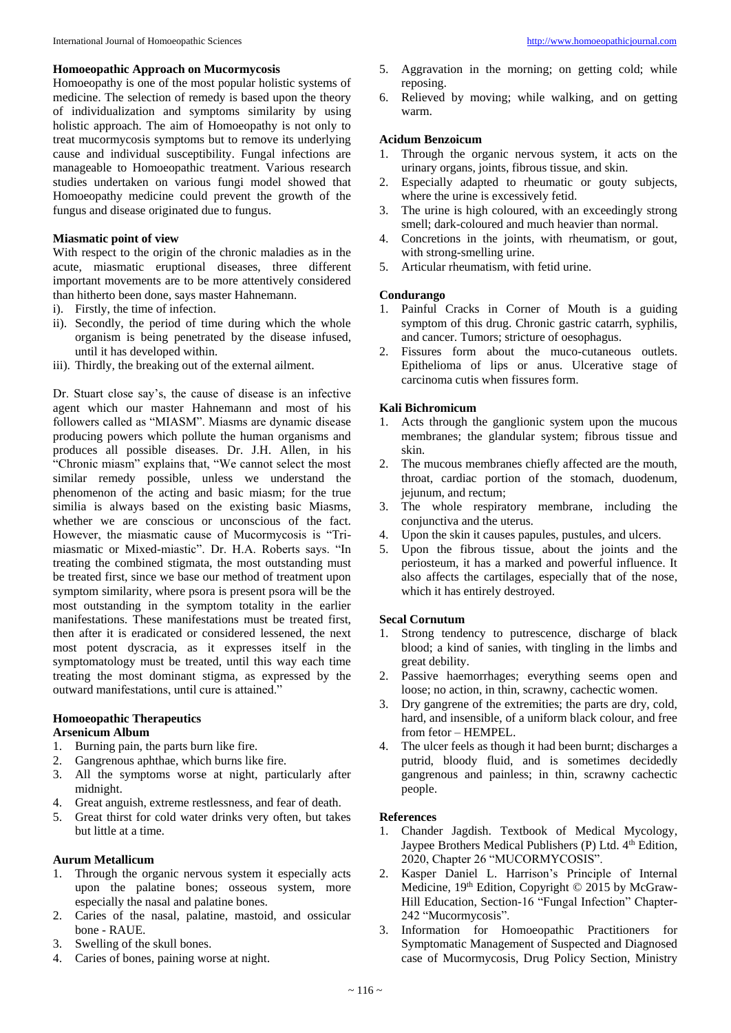## Homoeopathic Approach on Mucormycosis

Homoeopathy is one of the most popular holistic systems of medicine. The selection of remedy is based upon the theory of individualization and symptoms similarity by using holistic approach. The aim of Homoeopathy is not only to treat mucormycosis symptoms but to remove its underlying cause and individual susceptibility. Fungal infections are manageable to Homoeopathic treatment. Various research studies undertaken on various fungi model showed that Homoeopathy medicine could prevent the growth of the fungus and disease originated due to fungus.

## Miasmatic point of view

With respect to the origin of the chronic maladies as in the acute, miasmatic eruptional diseases, three different important movements are to be more attentively considered than hitherto been done, says master Hahnemann.

i). Firstly, the time of infection.
ii). Secondly, the period of time during which the whole organism is being penetrated by the disease infused, until it has developed within.
iii). Thirdly, the breaking out of the external ailment.

Dr. Stuart close say's, the cause of disease is an infective agent which our master Hahnemann and most of his followers called as "MIASM". Miasms are dynamic disease producing powers which pollute the human organisms and produces all possible diseases. Dr. J.H. Allen, in his "Chronic miasm" explains that, "We cannot select the most similar remedy possible, unless we understand the phenomenon of the acting and basic miasm; for the true similia is always based on the existing basic Miasms, whether we are conscious or unconscious of the fact. However, the miasmatic cause of Mucormycosis is "Tri-miasmatic or Mixed-miastic". Dr. H.A. Roberts says. "In treating the combined stigmata, the most outstanding must be treated first, since we base our method of treatment upon symptom similarity, where psora is present psora will be the most outstanding in the symptom totality in the earlier manifestations. These manifestations must be treated first, then after it is eradicated or considered lessened, the next most potent dyscracia, as it expresses itself in the symptomatology must be treated, until this way each time treating the most dominant stigma, as expressed by the outward manifestations, until cure is attained."

## Homoeopathic Therapeutics

### Arsenicum Album

1. Burning pain, the parts burn like fire.
2. Gangrenous aphthae, which burns like fire.
3. All the symptoms worse at night, particularly after midnight.
4. Great anguish, extreme restlessness, and fear of death.
5. Great thirst for cold water drinks very often, but takes but little at a time.

### Aurum Metallicum

1. Through the organic nervous system it especially acts upon the palatine bones; osseous system, more especially the nasal and palatine bones.
2. Caries of the nasal, palatine, mastoid, and ossicular bone - RAUE.
3. Swelling of the skull bones.
4. Caries of bones, paining worse at night.
5. Aggravation in the morning; on getting cold; while reposing.
6. Relieved by moving; while walking, and on getting warm.

### Acidum Benzoicum

1. Through the organic nervous system, it acts on the urinary organs, joints, fibrous tissue, and skin.
2. Especially adapted to rheumatic or gouty subjects, where the urine is excessively fetid.
3. The urine is high coloured, with an exceedingly strong smell; dark-coloured and much heavier than normal.
4. Concretions in the joints, with rheumatism, or gout, with strong-smelling urine.
5. Articular rheumatism, with fetid urine.

### Condurango

1. Painful Cracks in Corner of Mouth is a guiding symptom of this drug. Chronic gastric catarrh, syphilis, and cancer. Tumors; stricture of oesophagus.
2. Fissures form about the muco-cutaneous outlets. Epithelioma of lips or anus. Ulcerative stage of carcinoma cutis when fissures form.

### Kali Bichromicum

1. Acts through the ganglionic system upon the mucous membranes; the glandular system; fibrous tissue and skin.
2. The mucous membranes chiefly affected are the mouth, throat, cardiac portion of the stomach, duodenum, jejunum, and rectum;
3. The whole respiratory membrane, including the conjunctiva and the uterus.
4. Upon the skin it causes papules, pustules, and ulcers.
5. Upon the fibrous tissue, about the joints and the periosteum, it has a marked and powerful influence. It also affects the cartilages, especially that of the nose, which it has entirely destroyed.

### Secal Cornutum

1. Strong tendency to putrescence, discharge of black blood; a kind of sanies, with tingling in the limbs and great debility.
2. Passive haemorrhages; everything seems open and loose; no action, in thin, scrawny, cachectic women.
3. Dry gangrene of the extremities; the parts are dry, cold, hard, and insensible, of a uniform black colour, and free from fetor – HEMPEL.
4. The ulcer feels as though it had been burnt; discharges a putrid, bloody fluid, and is sometimes decidedly gangrenous and painless; in thin, scrawny cachectic people.

## References

1. Chander Jagdish. Textbook of Medical Mycology, Jaypee Brothers Medical Publishers (P) Ltd. 4th Edition, 2020, Chapter 26 "MUCORMYCOSIS".
2. Kasper Daniel L. Harrison's Principle of Internal Medicine, 19th Edition, Copyright © 2015 by McGraw-Hill Education, Section-16 "Fungal Infection" Chapter-242 "Mucormycosis".
3. Information for Homoeopathic Practitioners for Symptomatic Management of Suspected and Diagnosed case of Mucormycosis, Drug Policy Section, Ministry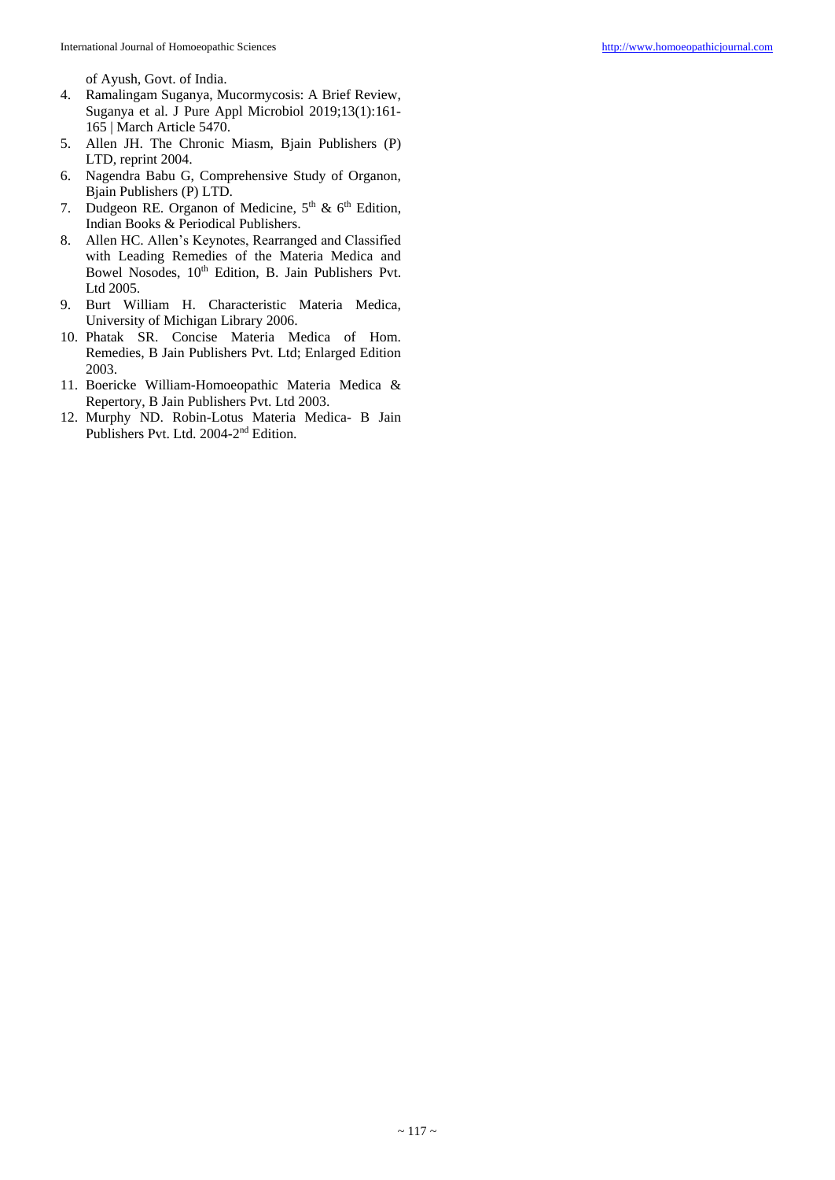of Ayush, Govt. of India.

4. Ramalingam Suganya, Mucormycosis: A Brief Review, Suganya et al. J Pure Appl Microbiol 2019;13(1):161-165 | March Article 5470.
5. Allen JH. The Chronic Miasm, Bjain Publishers (P) LTD, reprint 2004.
6. Nagendra Babu G, Comprehensive Study of Organon, Bjain Publishers (P) LTD.
7. Dudgeon RE. Organon of Medicine, 5th & 6th Edition, Indian Books & Periodical Publishers.
8. Allen HC. Allen's Keynotes, Rearranged and Classified with Leading Remedies of the Materia Medica and Bowel Nosodes, 10th Edition, B. Jain Publishers Pvt. Ltd 2005.
9. Burt William H. Characteristic Materia Medica, University of Michigan Library 2006.
10. Phatak SR. Concise Materia Medica of Hom. Remedies, B Jain Publishers Pvt. Ltd; Enlarged Edition 2003.
11. Boericke William-Homoeopathic Materia Medica & Repertory, B Jain Publishers Pvt. Ltd 2003.
12. Murphy ND. Robin-Lotus Materia Medica- B Jain Publishers Pvt. Ltd. 2004-2nd Edition.